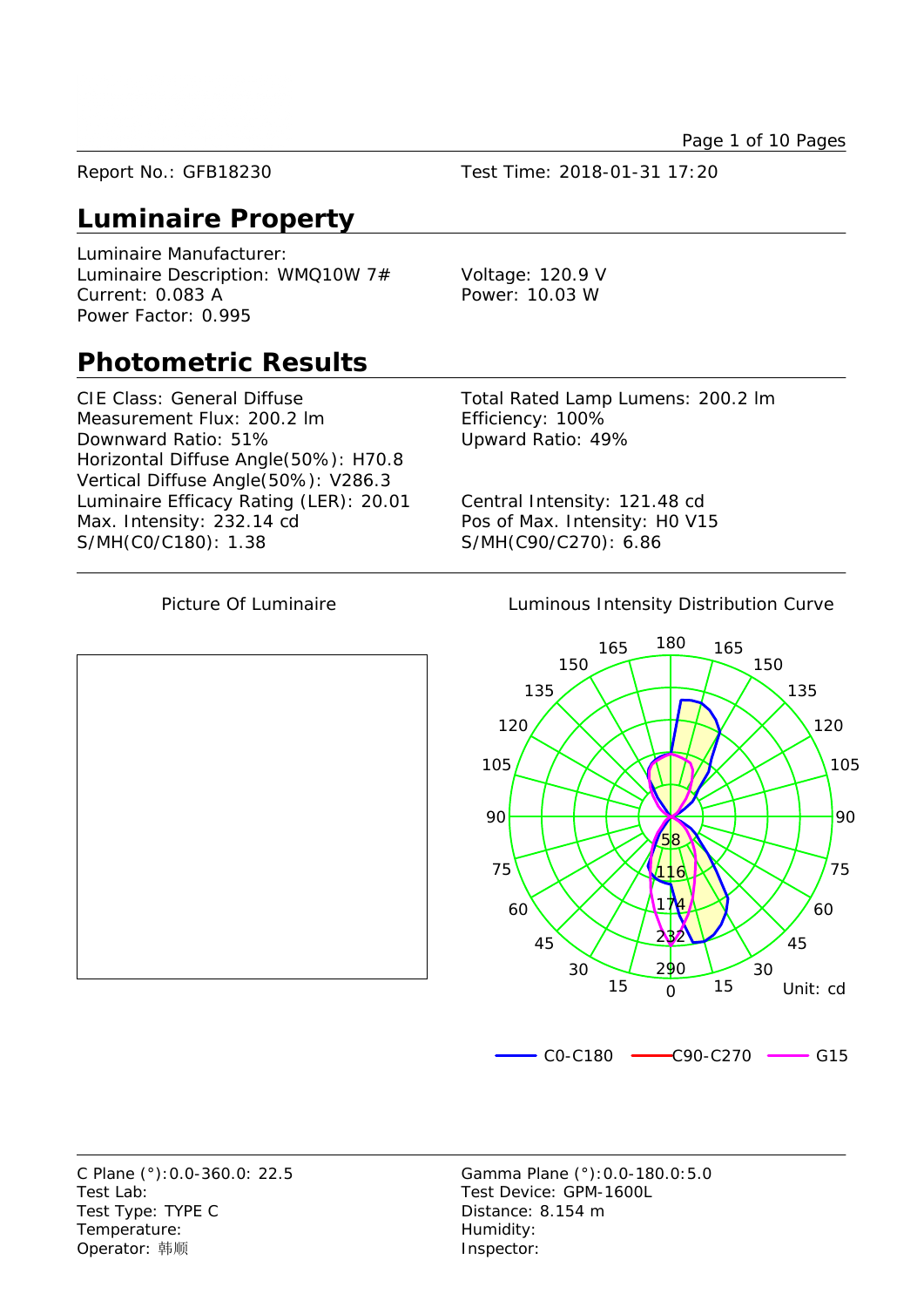Report No.: GFB18230

Test Time: 2018-01-31 17:20

## Luminaire Property

Luminaire Manufacturer:
Luminaire Description: WMQ10W 7#
Current: 0.083 A
Power Factor: 0.995

Voltage: 120.9 V
Power: 10.03 W

## Photometric Results

CIE Class: General Diffuse
Measurement Flux: 200.2 lm
Downward Ratio: 51%
Horizontal Diffuse Angle(50%): H70.8
Vertical Diffuse Angle(50%): V286.3
Luminaire Efficacy Rating (LER): 20.01
Max. Intensity: 232.14 cd
S/MH(C0/C180): 1.38

Total Rated Lamp Lumens: 200.2 lm
Efficiency: 100%
Upward Ratio: 49%

Central Intensity: 121.48 cd
Pos of Max. Intensity: H0 V15
S/MH(C90/C270): 6.86

Picture Of Luminaire

Luminous Intensity Distribution Curve

Unit: cd

C0-C180 — C90-C270 — G15

C Plane (°):0.0-360.0: 22.5
Test Lab:
Test Type: TYPE C
Temperature:
Operator: 韩顺

Gamma Plane (°):0.0-180.0:5.0
Test Device: GPM-1600L
Distance: 8.154 m
Humidity:
Inspector: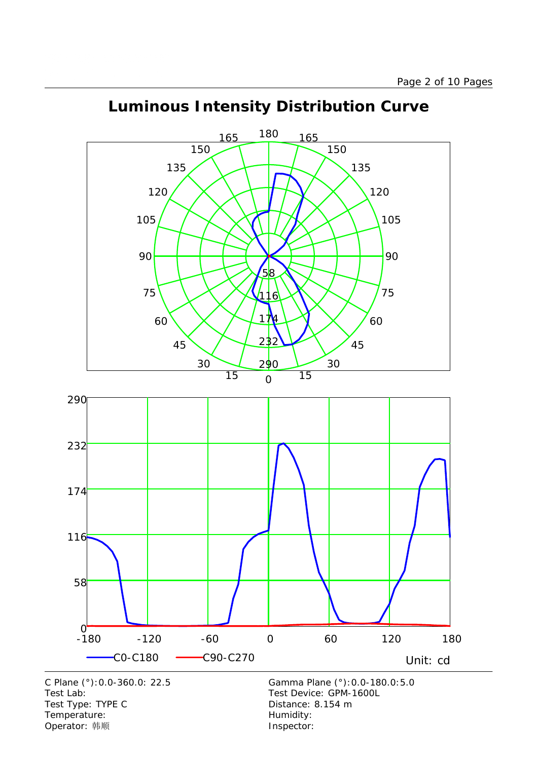# Luminous Intensity Distribution Curve

C0-C180 C90-C270

Unit: cd

C Plane (°):0.0-360.0: 22.5
Test Lab:
Test Type: TYPE C
Temperature:
Operator: 韩顺

Gamma Plane (°):0.0-180.0:5.0
Test Device: GPM-1600L
Distance: 8.154 m
Humidity:
Inspector: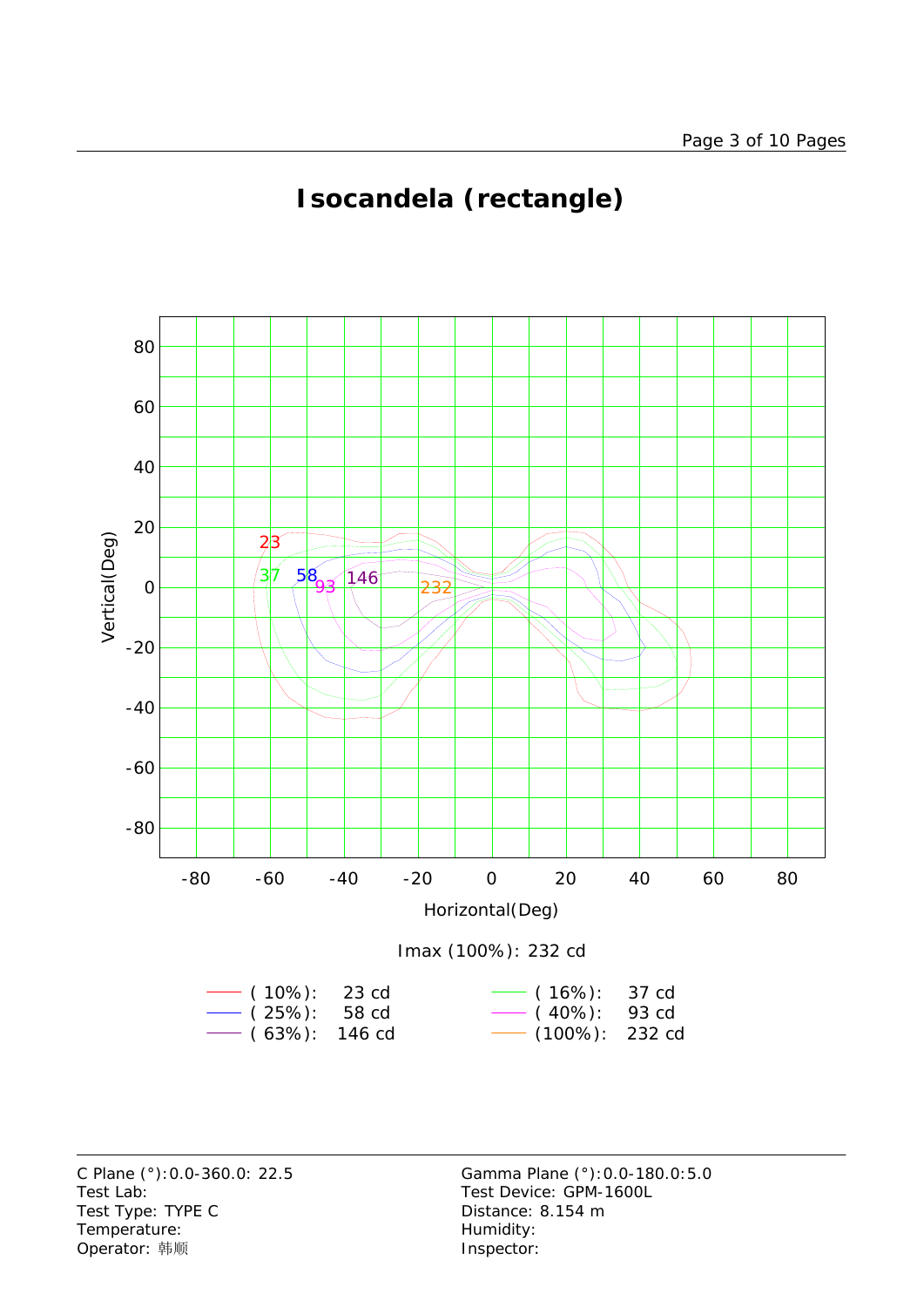# Isocandela (rectangle)

Imax (100%): 232 cd

| Level | Value | Level | Value |
|---|---|---|---|
| ( 10%): | 23 cd | ( 16%): | 37 cd |
| ( 25%): | 58 cd | ( 40%): | 93 cd |
| ( 63%): | 146 cd | (100%): | 232 cd |

C Plane (°):0.0-360.0: 22.5
Test Lab:
Test Type: TYPE C
Temperature:
Operator: 韩顺

Gamma Plane (°):0.0-180.0:5.0
Test Device: GPM-1600L
Distance: 8.154 m
Humidity:
Inspector: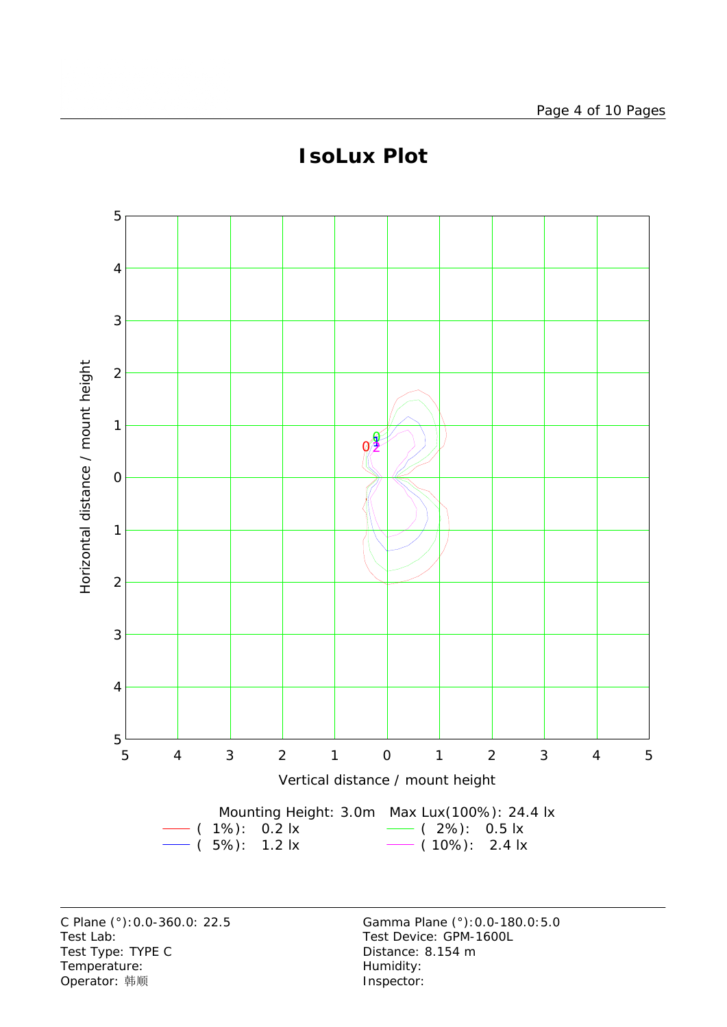# IsoLux Plot

Horizontal distance / mount height

Vertical distance / mount height

Mounting Height: 3.0m    Max Lux(100%): 24.4 lx

| Level | Lux |
|---|---|
| ( 1%): | 0.2 lx |
| ( 2%): | 0.5 lx |
| ( 5%): | 1.2 lx |
| ( 10%): | 2.4 lx |

C Plane (°):0.0-360.0: 22.5
Test Lab:
Test Type: TYPE C
Temperature:
Operator: 韩顺

Gamma Plane (°):0.0-180.0:5.0
Test Device: GPM-1600L
Distance: 8.154 m
Humidity:
Inspector: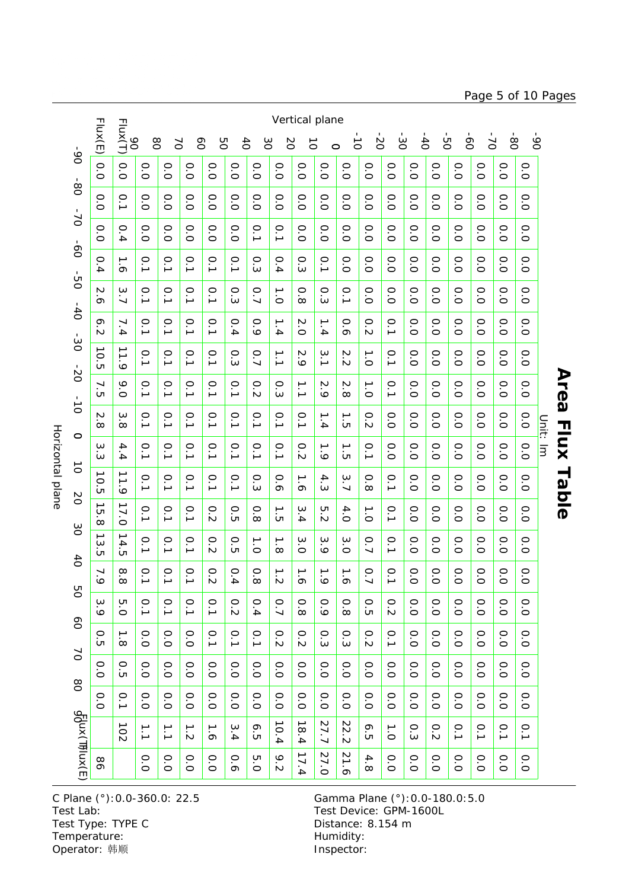# Area Flux Table

Unit: lm

| Vertical plane \ Horizontal plane | -90~-80 | -80~-70 | -70~-60 | -60~-50 | -50~-40 | -40~-30 | -30~-20 | -20~-10 | -10~0 | 0~10 | 10~20 | 20~30 | 30~40 | 40~50 | 50~60 | 60~70 | 70~80 | 80~90 | Flux(T) | Flux(E) |
|---|---|---|---|---|---|---|---|---|---|---|---|---|---|---|---|---|---|---|---|---|
| -90~-80 | 0.0 | 0.0 | 0.0 | 0.0 | 0.0 | 0.0 | 0.0 | 0.0 | 0.0 | 0.0 | 0.0 | 0.0 | 0.0 | 0.0 | 0.0 | 0.0 | 0.0 | 0.0 | 0.1 | 0.0 |
| -80~-70 | 0.0 | 0.0 | 0.0 | 0.0 | 0.0 | 0.0 | 0.0 | 0.0 | 0.0 | 0.0 | 0.0 | 0.0 | 0.0 | 0.0 | 0.0 | 0.0 | 0.0 | 0.0 | 0.1 | 0.0 |
| -70~-60 | 0.0 | 0.0 | 0.0 | 0.0 | 0.0 | 0.0 | 0.0 | 0.0 | 0.0 | 0.0 | 0.0 | 0.0 | 0.0 | 0.0 | 0.0 | 0.0 | 0.0 | 0.0 | 0.1 | 0.0 |
| -60~-50 | 0.0 | 0.0 | 0.0 | 0.0 | 0.0 | 0.0 | 0.0 | 0.0 | 0.0 | 0.0 | 0.0 | 0.0 | 0.0 | 0.0 | 0.0 | 0.0 | 0.0 | 0.0 | 0.1 | 0.0 |
| -50~-40 | 0.0 | 0.0 | 0.0 | 0.0 | 0.0 | 0.0 | 0.0 | 0.0 | 0.0 | 0.0 | 0.0 | 0.0 | 0.0 | 0.0 | 0.0 | 0.0 | 0.0 | 0.0 | 0.2 | 0.0 |
| -40~-30 | 0.0 | 0.0 | 0.0 | 0.0 | 0.0 | 0.0 | 0.0 | 0.0 | 0.0 | 0.0 | 0.0 | 0.0 | 0.0 | 0.0 | 0.0 | 0.0 | 0.0 | 0.0 | 0.3 | 0.0 |
| -30~-20 | 0.0 | 0.0 | 0.0 | 0.0 | 0.0 | 0.1 | 0.1 | 0.1 | 0.0 | 0.0 | 0.1 | 0.1 | 0.1 | 0.1 | 0.2 | 0.1 | 0.0 | 0.0 | 1.0 | 0.0 |
| -20~-10 | 0.0 | 0.0 | 0.0 | 0.0 | 0.0 | 0.2 | 1.0 | 1.0 | 0.2 | 0.1 | 0.8 | 1.0 | 0.7 | 0.7 | 0.5 | 0.2 | 0.0 | 0.0 | 6.5 | 4.8 |
| -10~0 | 0.0 | 0.0 | 0.0 | 0.0 | 0.1 | 0.6 | 2.2 | 2.8 | 1.5 | 1.5 | 3.7 | 4.0 | 3.0 | 1.6 | 0.8 | 0.3 | 0.0 | 0.0 | 22.2 | 21.6 |
| 0~10 | 0.0 | 0.0 | 0.0 | 0.1 | 0.3 | 1.4 | 3.1 | 2.9 | 1.4 | 1.9 | 4.3 | 5.2 | 3.9 | 1.9 | 0.9 | 0.3 | 0.0 | 0.0 | 27.7 | 27.0 |
| 10~20 | 0.0 | 0.0 | 0.0 | 0.3 | 0.8 | 2.0 | 2.9 | 1.1 | 0.1 | 0.2 | 1.6 | 3.4 | 3.0 | 1.6 | 0.8 | 0.2 | 0.0 | 0.0 | 18.4 | 17.4 |
| 20~30 | 0.0 | 0.0 | 0.1 | 0.4 | 1.0 | 1.4 | 1.1 | 0.3 | 0.1 | 0.1 | 0.6 | 1.5 | 1.8 | 1.2 | 0.7 | 0.2 | 0.0 | 0.0 | 10.4 | 9.2 |
| 30~40 | 0.0 | 0.0 | 0.1 | 0.3 | 0.7 | 0.9 | 0.7 | 0.2 | 0.1 | 0.1 | 0.3 | 0.8 | 1.0 | 0.8 | 0.4 | 0.1 | 0.0 | 0.0 | 6.5 | 5.0 |
| 40~50 | 0.0 | 0.0 | 0.0 | 0.1 | 0.3 | 0.4 | 0.3 | 0.1 | 0.1 | 0.1 | 0.1 | 0.5 | 0.5 | 0.4 | 0.2 | 0.1 | 0.0 | 0.0 | 3.4 | 0.6 |
| 50~60 | 0.0 | 0.0 | 0.0 | 0.1 | 0.1 | 0.1 | 0.1 | 0.1 | 0.1 | 0.1 | 0.1 | 0.2 | 0.2 | 0.2 | 0.1 | 0.1 | 0.0 | 0.0 | 1.6 | 0.0 |
| 60~70 | 0.0 | 0.0 | 0.0 | 0.1 | 0.1 | 0.1 | 0.1 | 0.1 | 0.1 | 0.1 | 0.1 | 0.1 | 0.1 | 0.1 | 0.1 | 0.0 | 0.0 | 0.0 | 1.2 | 0.0 |
| 70~80 | 0.0 | 0.0 | 0.0 | 0.1 | 0.1 | 0.1 | 0.1 | 0.1 | 0.1 | 0.1 | 0.1 | 0.1 | 0.1 | 0.1 | 0.1 | 0.0 | 0.0 | 0.0 | 1.1 | 0.0 |
| 80~90 | 0.0 | 0.0 | 0.0 | 0.1 | 0.1 | 0.1 | 0.1 | 0.1 | 0.1 | 0.1 | 0.1 | 0.1 | 0.1 | 0.1 | 0.1 | 0.0 | 0.0 | 0.0 | 1.1 | 0.0 |
| Flux(T) | 0.0 | 0.1 | 0.4 | 1.6 | 3.7 | 7.4 | 11.9 | 9.0 | 3.8 | 4.4 | 11.9 | 17.0 | 14.5 | 8.8 | 5.0 | 1.8 | 0.5 | 0.1 | 102 | |
| Flux(E) | 0.0 | 0.0 | 0.0 | 0.4 | 2.6 | 6.2 | 10.5 | 7.5 | 2.8 | 3.3 | 10.5 | 15.8 | 13.5 | 7.9 | 3.9 | 0.5 | 0.0 | 0.0 | | 86 |

C Plane (°):0.0-360.0: 22.5
Test Lab:
Test Type: TYPE C
Temperature:
Operator: 韩顺

Gamma Plane (°):0.0-180.0:5.0
Test Device: GPM-1600L
Distance: 8.154 m
Humidity:
Inspector: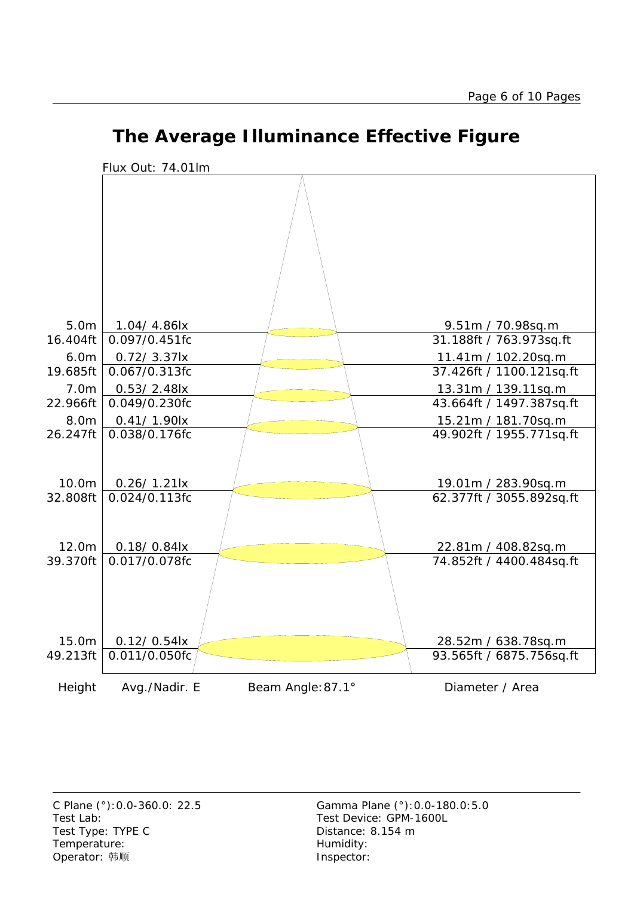# The Average Illuminance Effective Figure

Flux Out: 74.01lm

| Height | Avg./Nadir. E | Diameter / Area |
|---|---|---|
| 5.0m<br>16.404ft | 1.04/ 4.86lx<br>0.097/0.451fc | 9.51m / 70.98sq.m<br>31.188ft / 763.973sq.ft |
| 6.0m<br>19.685ft | 0.72/ 3.37lx<br>0.067/0.313fc | 11.41m / 102.20sq.m<br>37.426ft / 1100.121sq.ft |
| 7.0m<br>22.966ft | 0.53/ 2.48lx<br>0.049/0.230fc | 13.31m / 139.11sq.m<br>43.664ft / 1497.387sq.ft |
| 8.0m<br>26.247ft | 0.41/ 1.90lx<br>0.038/0.176fc | 15.21m / 181.70sq.m<br>49.902ft / 1955.771sq.ft |
| 10.0m<br>32.808ft | 0.26/ 1.21lx<br>0.024/0.113fc | 19.01m / 283.90sq.m<br>62.377ft / 3055.892sq.ft |
| 12.0m<br>39.370ft | 0.18/ 0.84lx<br>0.017/0.078fc | 22.81m / 408.82sq.m<br>74.852ft / 4400.484sq.ft |
| 15.0m<br>49.213ft | 0.12/ 0.54lx<br>0.011/0.050fc | 28.52m / 638.78sq.m<br>93.565ft / 6875.756sq.ft |

Beam Angle: 87.1°

C Plane (°): 0.0-360.0: 22.5
Test Lab:
Test Type: TYPE C
Temperature:
Operator: 韩顺

Gamma Plane (°): 0.0-180.0: 5.0
Test Device: GPM-1600L
Distance: 8.154 m
Humidity:
Inspector: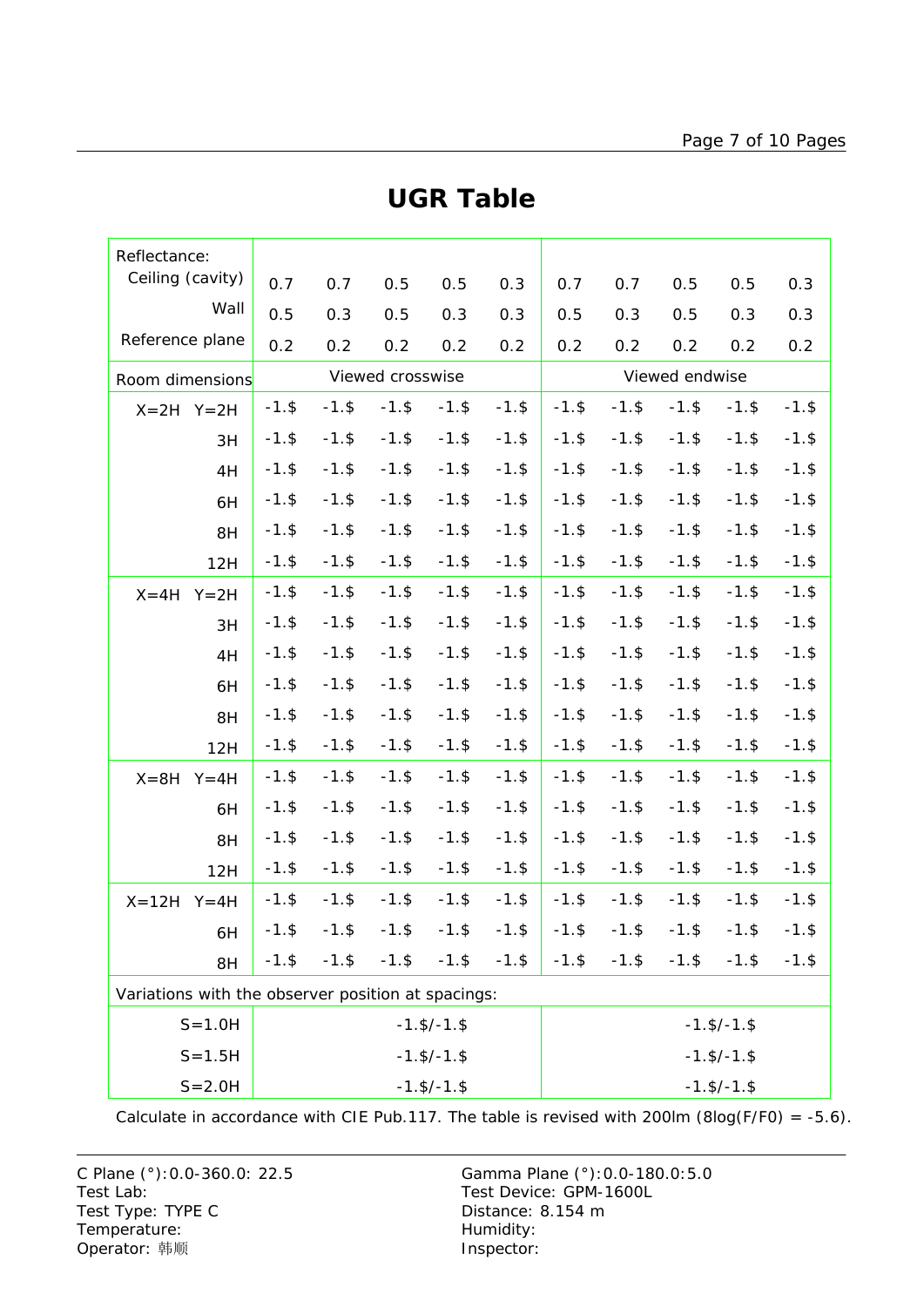# UGR Table

| Reflectance: | | | | | | | | | | | |
|---|---|---|---|---|---|---|---|---|---|---|---|
| Ceiling (cavity) | | 0.7 | 0.7 | 0.5 | 0.5 | 0.3 | 0.7 | 0.7 | 0.5 | 0.5 | 0.3 |
| Wall | | 0.5 | 0.3 | 0.5 | 0.3 | 0.3 | 0.5 | 0.3 | 0.5 | 0.3 | 0.3 |
| Reference plane | | 0.2 | 0.2 | 0.2 | 0.2 | 0.2 | 0.2 | 0.2 | 0.2 | 0.2 | 0.2 |
| Room dimensions | | Viewed crosswise | | | | | Viewed endwise | | | | |
| X=2H | Y=2H | -1.$ | -1.$ | -1.$ | -1.$ | -1.$ | -1.$ | -1.$ | -1.$ | -1.$ | -1.$ |
| | 3H | -1.$ | -1.$ | -1.$ | -1.$ | -1.$ | -1.$ | -1.$ | -1.$ | -1.$ | -1.$ |
| | 4H | -1.$ | -1.$ | -1.$ | -1.$ | -1.$ | -1.$ | -1.$ | -1.$ | -1.$ | -1.$ |
| | 6H | -1.$ | -1.$ | -1.$ | -1.$ | -1.$ | -1.$ | -1.$ | -1.$ | -1.$ | -1.$ |
| | 8H | -1.$ | -1.$ | -1.$ | -1.$ | -1.$ | -1.$ | -1.$ | -1.$ | -1.$ | -1.$ |
| | 12H | -1.$ | -1.$ | -1.$ | -1.$ | -1.$ | -1.$ | -1.$ | -1.$ | -1.$ | -1.$ |
| X=4H | Y=2H | -1.$ | -1.$ | -1.$ | -1.$ | -1.$ | -1.$ | -1.$ | -1.$ | -1.$ | -1.$ |
| | 3H | -1.$ | -1.$ | -1.$ | -1.$ | -1.$ | -1.$ | -1.$ | -1.$ | -1.$ | -1.$ |
| | 4H | -1.$ | -1.$ | -1.$ | -1.$ | -1.$ | -1.$ | -1.$ | -1.$ | -1.$ | -1.$ |
| | 6H | -1.$ | -1.$ | -1.$ | -1.$ | -1.$ | -1.$ | -1.$ | -1.$ | -1.$ | -1.$ |
| | 8H | -1.$ | -1.$ | -1.$ | -1.$ | -1.$ | -1.$ | -1.$ | -1.$ | -1.$ | -1.$ |
| | 12H | -1.$ | -1.$ | -1.$ | -1.$ | -1.$ | -1.$ | -1.$ | -1.$ | -1.$ | -1.$ |
| X=8H | Y=4H | -1.$ | -1.$ | -1.$ | -1.$ | -1.$ | -1.$ | -1.$ | -1.$ | -1.$ | -1.$ |
| | 6H | -1.$ | -1.$ | -1.$ | -1.$ | -1.$ | -1.$ | -1.$ | -1.$ | -1.$ | -1.$ |
| | 8H | -1.$ | -1.$ | -1.$ | -1.$ | -1.$ | -1.$ | -1.$ | -1.$ | -1.$ | -1.$ |
| | 12H | -1.$ | -1.$ | -1.$ | -1.$ | -1.$ | -1.$ | -1.$ | -1.$ | -1.$ | -1.$ |
| X=12H | Y=4H | -1.$ | -1.$ | -1.$ | -1.$ | -1.$ | -1.$ | -1.$ | -1.$ | -1.$ | -1.$ |
| | 6H | -1.$ | -1.$ | -1.$ | -1.$ | -1.$ | -1.$ | -1.$ | -1.$ | -1.$ | -1.$ |
| | 8H | -1.$ | -1.$ | -1.$ | -1.$ | -1.$ | -1.$ | -1.$ | -1.$ | -1.$ | -1.$ |
| Variations with the observer position at spacings: | | | | | | | | | | | |
| S=1.0H | | -1.$/-1.$ | | | | | -1.$/-1.$ | | | | |
| S=1.5H | | -1.$/-1.$ | | | | | -1.$/-1.$ | | | | |
| S=2.0H | | -1.$/-1.$ | | | | | -1.$/-1.$ | | | | |

Calculate in accordance with CIE Pub.117. The table is revised with 200lm (8log(F/F0) = -5.6).

C Plane (°):0.0-360.0: 22.5
Test Lab:
Test Type: TYPE C
Temperature:
Operator: 韩顺

Gamma Plane (°):0.0-180.0:5.0
Test Device: GPM-1600L
Distance: 8.154 m
Humidity:
Inspector: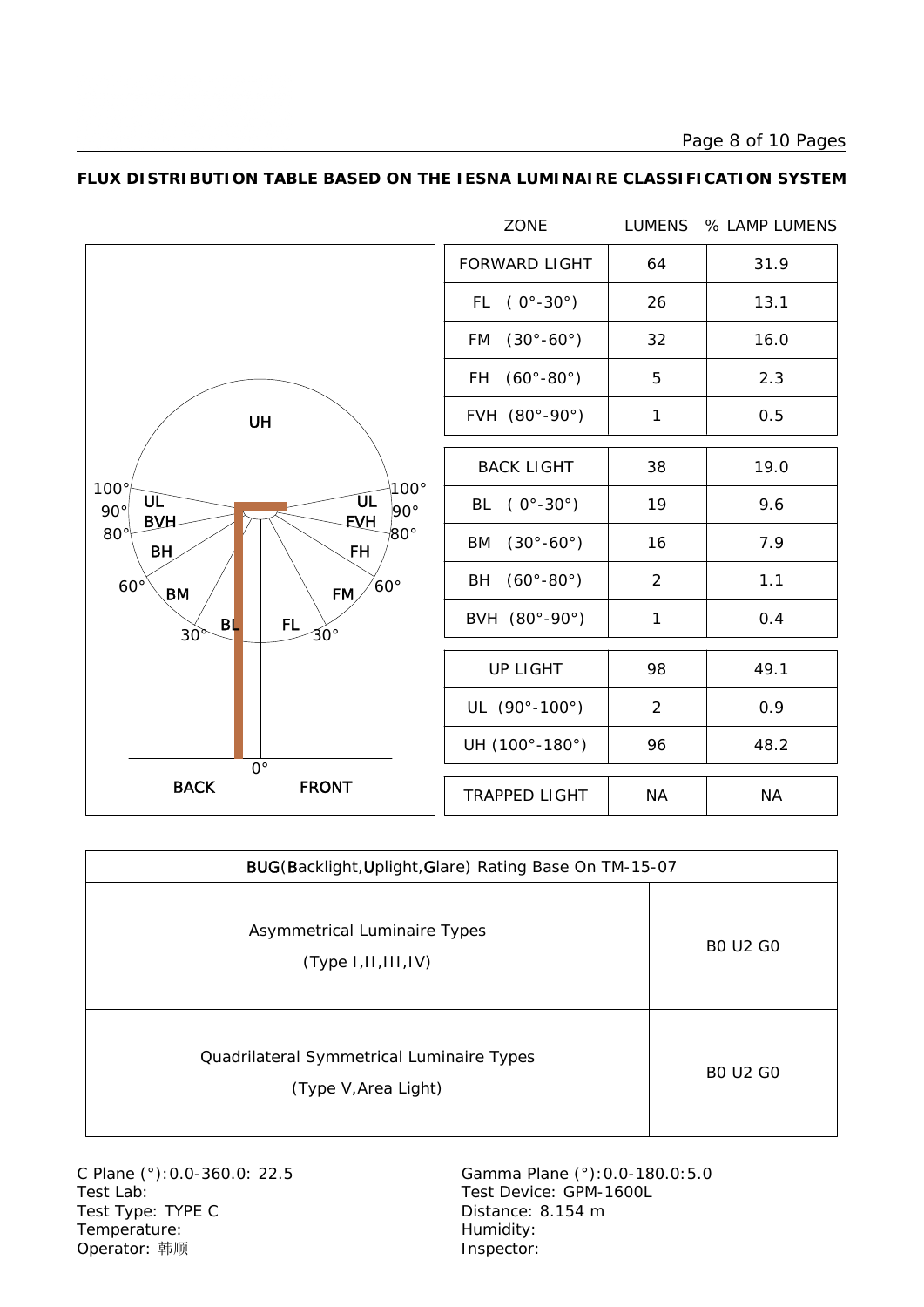**FLUX DISTRIBUTION TABLE BASED ON THE IESNA LUMINAIRE CLASSIFICATION SYSTEM**

UH

100° UL 90° BVH 80° BH 60° BM 30° BL FL 30° FM 60° FH 80° FVH 90° UL 100°

0°

BACK FRONT

| ZONE | LUMENS | % LAMP LUMENS |
|---|---|---|
| FORWARD LIGHT | 64 | 31.9 |
| FL ( 0°-30°) | 26 | 13.1 |
| FM (30°-60°) | 32 | 16.0 |
| FH (60°-80°) | 5 | 2.3 |
| FVH (80°-90°) | 1 | 0.5 |
| BACK LIGHT | 38 | 19.0 |
| BL ( 0°-30°) | 19 | 9.6 |
| BM (30°-60°) | 16 | 7.9 |
| BH (60°-80°) | 2 | 1.1 |
| BVH (80°-90°) | 1 | 0.4 |
| UP LIGHT | 98 | 49.1 |
| UL (90°-100°) | 2 | 0.9 |
| UH (100°-180°) | 96 | 48.2 |
| TRAPPED LIGHT | NA | NA |

| BUG(Backlight,Uplight,Glare) Rating Base On TM-15-07 | |
|---|---|
| Asymmetrical Luminaire Types (Type I,II,III,IV) | B0 U2 G0 |
| Quadrilateral Symmetrical Luminaire Types (Type V,Area Light) | B0 U2 G0 |

C Plane (°):0.0-360.0: 22.5
Test Lab:
Test Type: TYPE C
Temperature:
Operator: 韩顺

Gamma Plane (°):0.0-180.0:5.0
Test Device: GPM-1600L
Distance: 8.154 m
Humidity:
Inspector: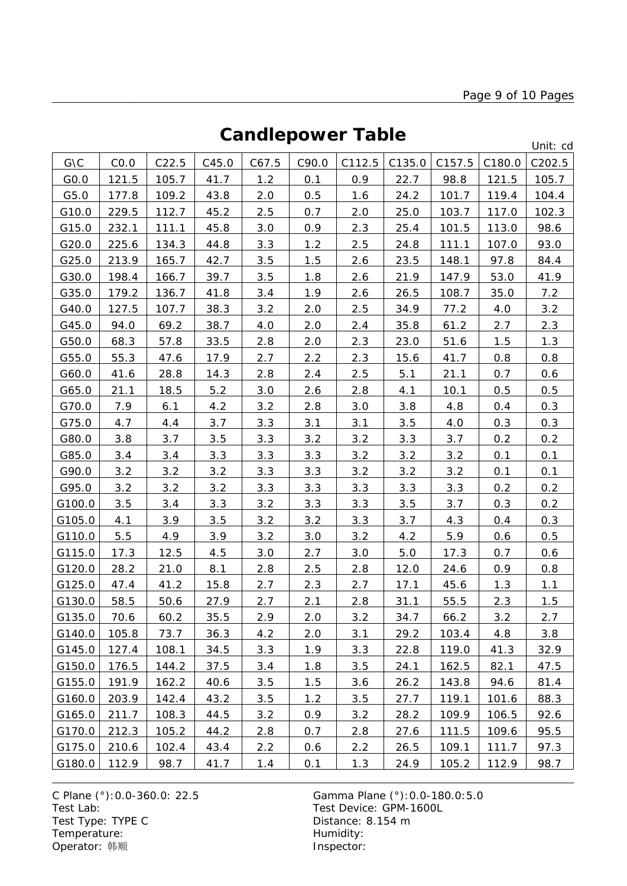# Candlepower Table

Unit: cd

| G\C | C0.0 | C22.5 | C45.0 | C67.5 | C90.0 | C112.5 | C135.0 | C157.5 | C180.0 | C202.5 |
|---|---|---|---|---|---|---|---|---|---|---|
| G0.0 | 121.5 | 105.7 | 41.7 | 1.2 | 0.1 | 0.9 | 22.7 | 98.8 | 121.5 | 105.7 |
| G5.0 | 177.8 | 109.2 | 43.8 | 2.0 | 0.5 | 1.6 | 24.2 | 101.7 | 119.4 | 104.4 |
| G10.0 | 229.5 | 112.7 | 45.2 | 2.5 | 0.7 | 2.0 | 25.0 | 103.7 | 117.0 | 102.3 |
| G15.0 | 232.1 | 111.1 | 45.8 | 3.0 | 0.9 | 2.3 | 25.4 | 101.5 | 113.0 | 98.6 |
| G20.0 | 225.6 | 134.3 | 44.8 | 3.3 | 1.2 | 2.5 | 24.8 | 111.1 | 107.0 | 93.0 |
| G25.0 | 213.9 | 165.7 | 42.7 | 3.5 | 1.5 | 2.6 | 23.5 | 148.1 | 97.8 | 84.4 |
| G30.0 | 198.4 | 166.7 | 39.7 | 3.5 | 1.8 | 2.6 | 21.9 | 147.9 | 53.0 | 41.9 |
| G35.0 | 179.2 | 136.7 | 41.8 | 3.4 | 1.9 | 2.6 | 26.5 | 108.7 | 35.0 | 7.2 |
| G40.0 | 127.5 | 107.7 | 38.3 | 3.2 | 2.0 | 2.5 | 34.9 | 77.2 | 4.0 | 3.2 |
| G45.0 | 94.0 | 69.2 | 38.7 | 4.0 | 2.0 | 2.4 | 35.8 | 61.2 | 2.7 | 2.3 |
| G50.0 | 68.3 | 57.8 | 33.5 | 2.8 | 2.0 | 2.3 | 23.0 | 51.6 | 1.5 | 1.3 |
| G55.0 | 55.3 | 47.6 | 17.9 | 2.7 | 2.2 | 2.3 | 15.6 | 41.7 | 0.8 | 0.8 |
| G60.0 | 41.6 | 28.8 | 14.3 | 2.8 | 2.4 | 2.5 | 5.1 | 21.1 | 0.7 | 0.6 |
| G65.0 | 21.1 | 18.5 | 5.2 | 3.0 | 2.6 | 2.8 | 4.1 | 10.1 | 0.5 | 0.5 |
| G70.0 | 7.9 | 6.1 | 4.2 | 3.2 | 2.8 | 3.0 | 3.8 | 4.8 | 0.4 | 0.3 |
| G75.0 | 4.7 | 4.4 | 3.7 | 3.3 | 3.1 | 3.1 | 3.5 | 4.0 | 0.3 | 0.3 |
| G80.0 | 3.8 | 3.7 | 3.5 | 3.3 | 3.2 | 3.2 | 3.3 | 3.7 | 0.2 | 0.2 |
| G85.0 | 3.4 | 3.4 | 3.3 | 3.3 | 3.3 | 3.2 | 3.2 | 3.2 | 0.1 | 0.1 |
| G90.0 | 3.2 | 3.2 | 3.2 | 3.3 | 3.3 | 3.2 | 3.2 | 3.2 | 0.1 | 0.1 |
| G95.0 | 3.2 | 3.2 | 3.2 | 3.3 | 3.3 | 3.3 | 3.3 | 3.3 | 0.2 | 0.2 |
| G100.0 | 3.5 | 3.4 | 3.3 | 3.2 | 3.3 | 3.3 | 3.5 | 3.7 | 0.3 | 0.2 |
| G105.0 | 4.1 | 3.9 | 3.5 | 3.2 | 3.2 | 3.3 | 3.7 | 4.3 | 0.4 | 0.3 |
| G110.0 | 5.5 | 4.9 | 3.9 | 3.2 | 3.0 | 3.2 | 4.2 | 5.9 | 0.6 | 0.5 |
| G115.0 | 17.3 | 12.5 | 4.5 | 3.0 | 2.7 | 3.0 | 5.0 | 17.3 | 0.7 | 0.6 |
| G120.0 | 28.2 | 21.0 | 8.1 | 2.8 | 2.5 | 2.8 | 12.0 | 24.6 | 0.9 | 0.8 |
| G125.0 | 47.4 | 41.2 | 15.8 | 2.7 | 2.3 | 2.7 | 17.1 | 45.6 | 1.3 | 1.1 |
| G130.0 | 58.5 | 50.6 | 27.9 | 2.7 | 2.1 | 2.8 | 31.1 | 55.5 | 2.3 | 1.5 |
| G135.0 | 70.6 | 60.2 | 35.5 | 2.9 | 2.0 | 3.2 | 34.7 | 66.2 | 3.2 | 2.7 |
| G140.0 | 105.8 | 73.7 | 36.3 | 4.2 | 2.0 | 3.1 | 29.2 | 103.4 | 4.8 | 3.8 |
| G145.0 | 127.4 | 108.1 | 34.5 | 3.3 | 1.9 | 3.3 | 22.8 | 119.0 | 41.3 | 32.9 |
| G150.0 | 176.5 | 144.2 | 37.5 | 3.4 | 1.8 | 3.5 | 24.1 | 162.5 | 82.1 | 47.5 |
| G155.0 | 191.9 | 162.2 | 40.6 | 3.5 | 1.5 | 3.6 | 26.2 | 143.8 | 94.6 | 81.4 |
| G160.0 | 203.9 | 142.4 | 43.2 | 3.5 | 1.2 | 3.5 | 27.7 | 119.1 | 101.6 | 88.3 |
| G165.0 | 211.7 | 108.3 | 44.5 | 3.2 | 0.9 | 3.2 | 28.2 | 109.9 | 106.5 | 92.6 |
| G170.0 | 212.3 | 105.2 | 44.2 | 2.8 | 0.7 | 2.8 | 27.6 | 111.5 | 109.6 | 95.5 |
| G175.0 | 210.6 | 102.4 | 43.4 | 2.2 | 0.6 | 2.2 | 26.5 | 109.1 | 111.7 | 97.3 |
| G180.0 | 112.9 | 98.7 | 41.7 | 1.4 | 0.1 | 1.3 | 24.9 | 105.2 | 112.9 | 98.7 |

C Plane (°):0.0-360.0: 22.5
Test Lab:
Test Type: TYPE C
Temperature:
Operator: 韩顺

Gamma Plane (°):0.0-180.0:5.0
Test Device: GPM-1600L
Distance: 8.154 m
Humidity:
Inspector: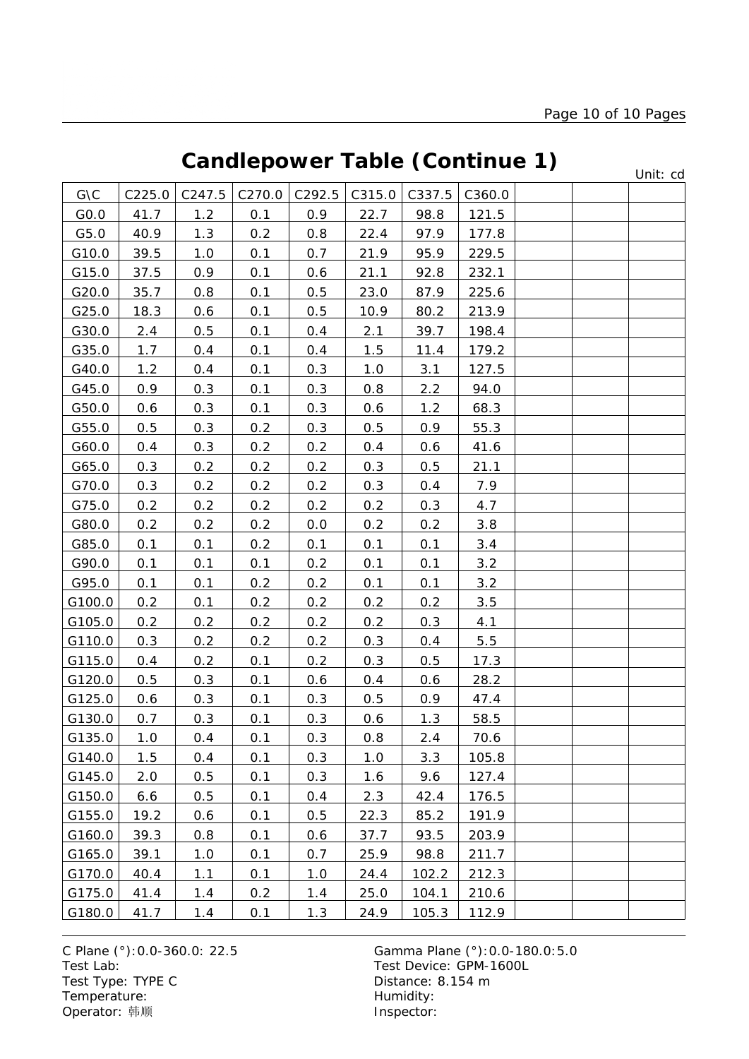# Candlepower Table (Continue 1)

Unit: cd

| G\C | C225.0 | C247.5 | C270.0 | C292.5 | C315.0 | C337.5 | C360.0 | | | |
|---|---|---|---|---|---|---|---|---|---|---|
| G0.0 | 41.7 | 1.2 | 0.1 | 0.9 | 22.7 | 98.8 | 121.5 | | | |
| G5.0 | 40.9 | 1.3 | 0.2 | 0.8 | 22.4 | 97.9 | 177.8 | | | |
| G10.0 | 39.5 | 1.0 | 0.1 | 0.7 | 21.9 | 95.9 | 229.5 | | | |
| G15.0 | 37.5 | 0.9 | 0.1 | 0.6 | 21.1 | 92.8 | 232.1 | | | |
| G20.0 | 35.7 | 0.8 | 0.1 | 0.5 | 23.0 | 87.9 | 225.6 | | | |
| G25.0 | 18.3 | 0.6 | 0.1 | 0.5 | 10.9 | 80.2 | 213.9 | | | |
| G30.0 | 2.4 | 0.5 | 0.1 | 0.4 | 2.1 | 39.7 | 198.4 | | | |
| G35.0 | 1.7 | 0.4 | 0.1 | 0.4 | 1.5 | 11.4 | 179.2 | | | |
| G40.0 | 1.2 | 0.4 | 0.1 | 0.3 | 1.0 | 3.1 | 127.5 | | | |
| G45.0 | 0.9 | 0.3 | 0.1 | 0.3 | 0.8 | 2.2 | 94.0 | | | |
| G50.0 | 0.6 | 0.3 | 0.1 | 0.3 | 0.6 | 1.2 | 68.3 | | | |
| G55.0 | 0.5 | 0.3 | 0.2 | 0.3 | 0.5 | 0.9 | 55.3 | | | |
| G60.0 | 0.4 | 0.3 | 0.2 | 0.2 | 0.4 | 0.6 | 41.6 | | | |
| G65.0 | 0.3 | 0.2 | 0.2 | 0.2 | 0.3 | 0.5 | 21.1 | | | |
| G70.0 | 0.3 | 0.2 | 0.2 | 0.2 | 0.3 | 0.4 | 7.9 | | | |
| G75.0 | 0.2 | 0.2 | 0.2 | 0.2 | 0.2 | 0.3 | 4.7 | | | |
| G80.0 | 0.2 | 0.2 | 0.2 | 0.0 | 0.2 | 0.2 | 3.8 | | | |
| G85.0 | 0.1 | 0.1 | 0.2 | 0.1 | 0.1 | 0.1 | 3.4 | | | |
| G90.0 | 0.1 | 0.1 | 0.1 | 0.2 | 0.1 | 0.1 | 3.2 | | | |
| G95.0 | 0.1 | 0.1 | 0.2 | 0.2 | 0.1 | 0.1 | 3.2 | | | |
| G100.0 | 0.2 | 0.1 | 0.2 | 0.2 | 0.2 | 0.2 | 3.5 | | | |
| G105.0 | 0.2 | 0.2 | 0.2 | 0.2 | 0.2 | 0.3 | 4.1 | | | |
| G110.0 | 0.3 | 0.2 | 0.2 | 0.2 | 0.3 | 0.4 | 5.5 | | | |
| G115.0 | 0.4 | 0.2 | 0.1 | 0.2 | 0.3 | 0.5 | 17.3 | | | |
| G120.0 | 0.5 | 0.3 | 0.1 | 0.6 | 0.4 | 0.6 | 28.2 | | | |
| G125.0 | 0.6 | 0.3 | 0.1 | 0.3 | 0.5 | 0.9 | 47.4 | | | |
| G130.0 | 0.7 | 0.3 | 0.1 | 0.3 | 0.6 | 1.3 | 58.5 | | | |
| G135.0 | 1.0 | 0.4 | 0.1 | 0.3 | 0.8 | 2.4 | 70.6 | | | |
| G140.0 | 1.5 | 0.4 | 0.1 | 0.3 | 1.0 | 3.3 | 105.8 | | | |
| G145.0 | 2.0 | 0.5 | 0.1 | 0.3 | 1.6 | 9.6 | 127.4 | | | |
| G150.0 | 6.6 | 0.5 | 0.1 | 0.4 | 2.3 | 42.4 | 176.5 | | | |
| G155.0 | 19.2 | 0.6 | 0.1 | 0.5 | 22.3 | 85.2 | 191.9 | | | |
| G160.0 | 39.3 | 0.8 | 0.1 | 0.6 | 37.7 | 93.5 | 203.9 | | | |
| G165.0 | 39.1 | 1.0 | 0.1 | 0.7 | 25.9 | 98.8 | 211.7 | | | |
| G170.0 | 40.4 | 1.1 | 0.1 | 1.0 | 24.4 | 102.2 | 212.3 | | | |
| G175.0 | 41.4 | 1.4 | 0.2 | 1.4 | 25.0 | 104.1 | 210.6 | | | |
| G180.0 | 41.7 | 1.4 | 0.1 | 1.3 | 24.9 | 105.3 | 112.9 | | | |

C Plane (°):0.0-360.0: 22.5
Gamma Plane (°):0.0-180.0:5.0
Test Lab:
Test Device: GPM-1600L
Test Type: TYPE C
Distance: 8.154 m
Temperature:
Humidity:
Operator: 韩顺
Inspector: